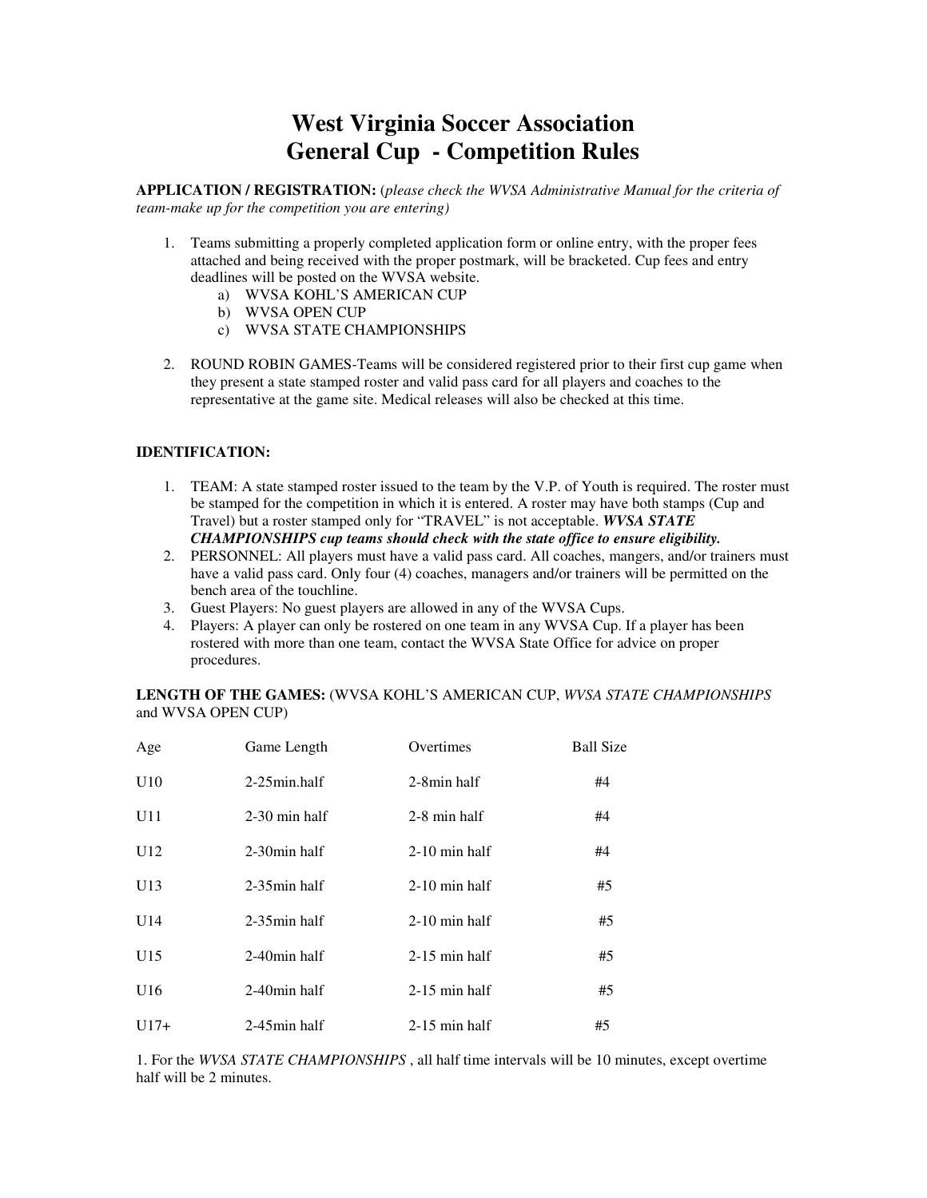# West Virginia Soccer Association
# General Cup - Competition Rules

**APPLICATION / REGISTRATION:** (*please check the WVSA Administrative Manual for the criteria of team-make up for the competition you are entering)*

1. Teams submitting a properly completed application form or online entry, with the proper fees attached and being received with the proper postmark, will be bracketed. Cup fees and entry deadlines will be posted on the WVSA website.
   a) WVSA KOHL'S AMERICAN CUP
   b) WVSA OPEN CUP
   c) WVSA STATE CHAMPIONSHIPS

2. ROUND ROBIN GAMES-Teams will be considered registered prior to their first cup game when they present a state stamped roster and valid pass card for all players and coaches to the representative at the game site. Medical releases will also be checked at this time.

**IDENTIFICATION:**

1. TEAM: A state stamped roster issued to the team by the V.P. of Youth is required. The roster must be stamped for the competition in which it is entered. A roster may have both stamps (Cup and Travel) but a roster stamped only for "TRAVEL" is not acceptable. ***WVSA STATE CHAMPIONSHIPS cup teams should check with the state office to ensure eligibility.***
2. PERSONNEL: All players must have a valid pass card. All coaches, mangers, and/or trainers must have a valid pass card. Only four (4) coaches, managers and/or trainers will be permitted on the bench area of the touchline.
3. Guest Players: No guest players are allowed in any of the WVSA Cups.
4. Players: A player can only be rostered on one team in any WVSA Cup. If a player has been rostered with more than one team, contact the WVSA State Office for advice on proper procedures.

**LENGTH OF THE GAMES:** (WVSA KOHL'S AMERICAN CUP, *WVSA STATE CHAMPIONSHIPS* and WVSA OPEN CUP)

| Age | Game Length | Overtimes | Ball Size |
|---|---|---|---|
| U10 | 2-25min.half | 2-8min half | #4 |
| U11 | 2-30 min half | 2-8 min half | #4 |
| U12 | 2-30min half | 2-10 min half | #4 |
| U13 | 2-35min half | 2-10 min half | #5 |
| U14 | 2-35min half | 2-10 min half | #5 |
| U15 | 2-40min half | 2-15 min half | #5 |
| U16 | 2-40min half | 2-15 min half | #5 |
| U17+ | 2-45min half | 2-15 min half | #5 |

1. For the *WVSA STATE CHAMPIONSHIPS* , all half time intervals will be 10 minutes, except overtime half will be 2 minutes.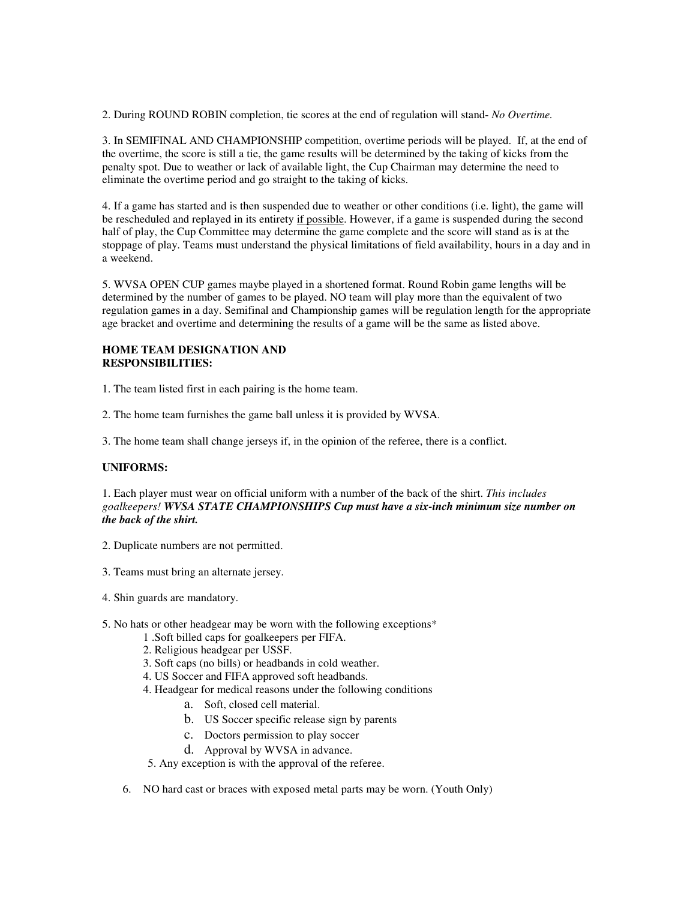2. During ROUND ROBIN completion, tie scores at the end of regulation will stand- *No Overtime.*

3. In SEMIFINAL AND CHAMPIONSHIP competition, overtime periods will be played. If, at the end of the overtime, the score is still a tie, the game results will be determined by the taking of kicks from the penalty spot. Due to weather or lack of available light, the Cup Chairman may determine the need to eliminate the overtime period and go straight to the taking of kicks.

4. If a game has started and is then suspended due to weather or other conditions (i.e. light), the game will be rescheduled and replayed in its entirety <u>if possible</u>. However, if a game is suspended during the second half of play, the Cup Committee may determine the game complete and the score will stand as is at the stoppage of play. Teams must understand the physical limitations of field availability, hours in a day and in a weekend.

5. WVSA OPEN CUP games maybe played in a shortened format. Round Robin game lengths will be determined by the number of games to be played. NO team will play more than the equivalent of two regulation games in a day. Semifinal and Championship games will be regulation length for the appropriate age bracket and overtime and determining the results of a game will be the same as listed above.

**HOME TEAM DESIGNATION AND RESPONSIBILITIES:**

1. The team listed first in each pairing is the home team.

2. The home team furnishes the game ball unless it is provided by WVSA.

3. The home team shall change jerseys if, in the opinion of the referee, there is a conflict.

**UNIFORMS:**

1. Each player must wear on official uniform with a number of the back of the shirt. *This includes goalkeepers!* ***WVSA STATE CHAMPIONSHIPS Cup must have a six-inch minimum size number on the back of the shirt.***

2. Duplicate numbers are not permitted.

3. Teams must bring an alternate jersey.

4. Shin guards are mandatory.

5. No hats or other headgear may be worn with the following exceptions*
   1 .Soft billed caps for goalkeepers per FIFA.
   2. Religious headgear per USSF.
   3. Soft caps (no bills) or headbands in cold weather.
   4. US Soccer and FIFA approved soft headbands.
   4. Headgear for medical reasons under the following conditions
      a. Soft, closed cell material.
      b. US Soccer specific release sign by parents
      c. Doctors permission to play soccer
      d. Approval by WVSA in advance.
   5. Any exception is with the approval of the referee.

6. NO hard cast or braces with exposed metal parts may be worn. (Youth Only)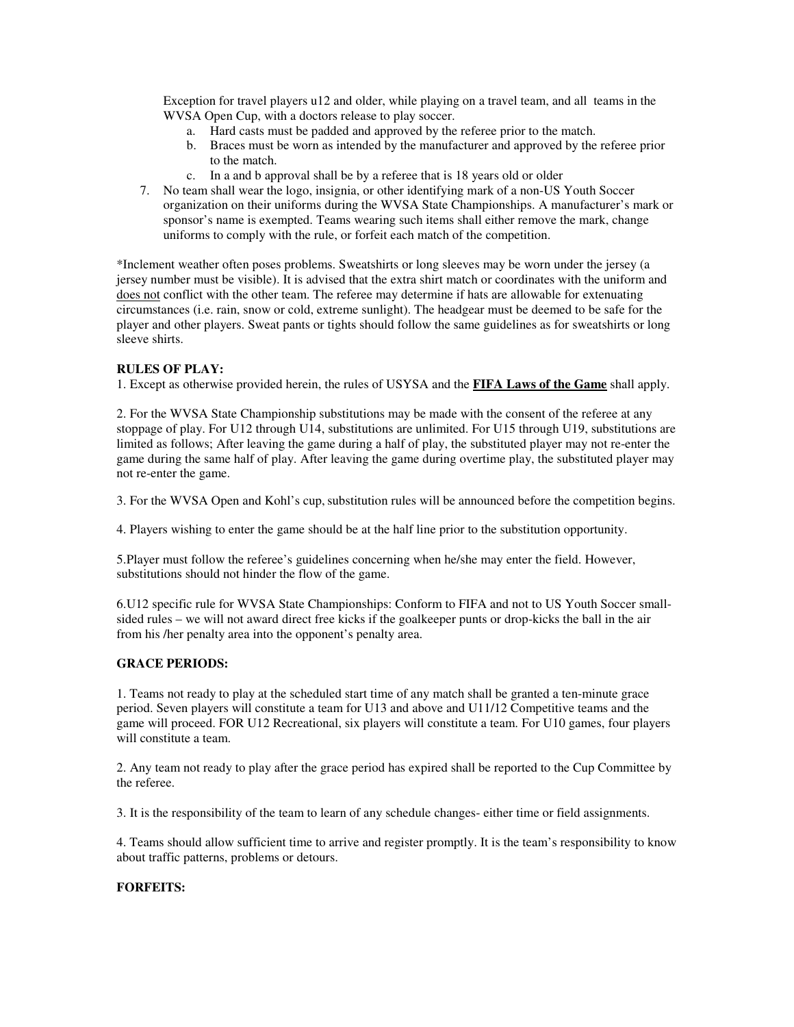Exception for travel players u12 and older, while playing on a travel team, and all teams in the WVSA Open Cup, with a doctors release to play soccer.

a. Hard casts must be padded and approved by the referee prior to the match.
b. Braces must be worn as intended by the manufacturer and approved by the referee prior to the match.
c. In a and b approval shall be by a referee that is 18 years old or older

7. No team shall wear the logo, insignia, or other identifying mark of a non-US Youth Soccer organization on their uniforms during the WVSA State Championships. A manufacturer's mark or sponsor's name is exempted. Teams wearing such items shall either remove the mark, change uniforms to comply with the rule, or forfeit each match of the competition.

*Inclement weather often poses problems. Sweatshirts or long sleeves may be worn under the jersey (a jersey number must be visible). It is advised that the extra shirt match or coordinates with the uniform and <u>does not</u> conflict with the other team. The referee may determine if hats are allowable for extenuating circumstances (i.e. rain, snow or cold, extreme sunlight). The headgear must be deemed to be safe for the player and other players. Sweat pants or tights should follow the same guidelines as for sweatshirts or long sleeve shirts.

**RULES OF PLAY:**

1. Except as otherwise provided herein, the rules of USYSA and the **<u>FIFA Laws of the Game</u>** shall apply.

2. For the WVSA State Championship substitutions may be made with the consent of the referee at any stoppage of play. For U12 through U14, substitutions are unlimited. For U15 through U19, substitutions are limited as follows; After leaving the game during a half of play, the substituted player may not re-enter the game during the same half of play. After leaving the game during overtime play, the substituted player may not re-enter the game.

3. For the WVSA Open and Kohl's cup, substitution rules will be announced before the competition begins.

4. Players wishing to enter the game should be at the half line prior to the substitution opportunity.

5. Player must follow the referee's guidelines concerning when he/she may enter the field. However, substitutions should not hinder the flow of the game.

6. U12 specific rule for WVSA State Championships: Conform to FIFA and not to US Youth Soccer small-sided rules – we will not award direct free kicks if the goalkeeper punts or drop-kicks the ball in the air from his /her penalty area into the opponent's penalty area.

**GRACE PERIODS:**

1. Teams not ready to play at the scheduled start time of any match shall be granted a ten-minute grace period. Seven players will constitute a team for U13 and above and U11/12 Competitive teams and the game will proceed. FOR U12 Recreational, six players will constitute a team. For U10 games, four players will constitute a team.

2. Any team not ready to play after the grace period has expired shall be reported to the Cup Committee by the referee.

3. It is the responsibility of the team to learn of any schedule changes- either time or field assignments.

4. Teams should allow sufficient time to arrive and register promptly. It is the team's responsibility to know about traffic patterns, problems or detours.

**FORFEITS:**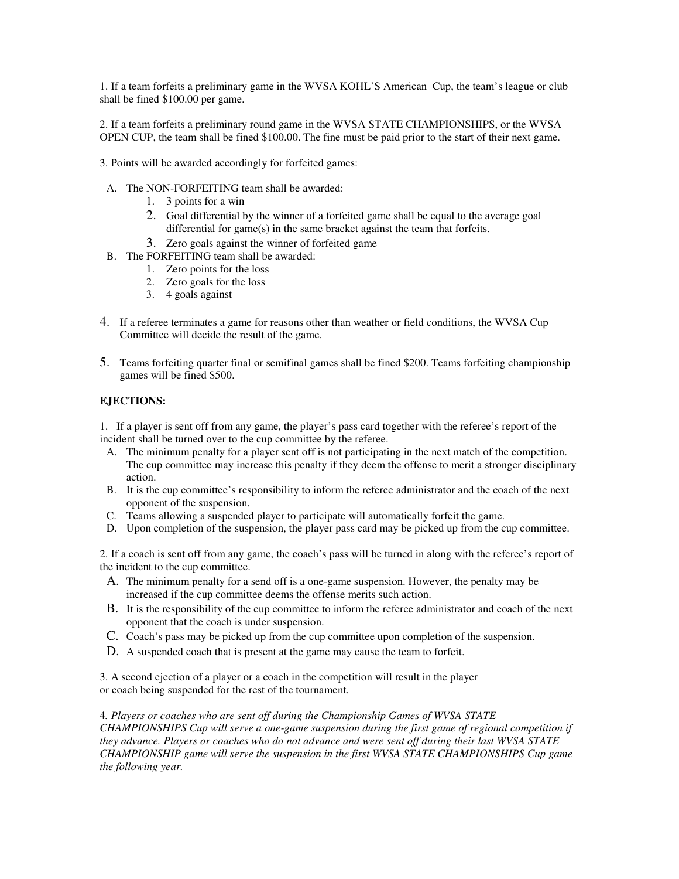1. If a team forfeits a preliminary game in the WVSA KOHL'S American Cup, the team's league or club shall be fined $100.00 per game.

2. If a team forfeits a preliminary round game in the WVSA STATE CHAMPIONSHIPS, or the WVSA OPEN CUP, the team shall be fined $100.00. The fine must be paid prior to the start of their next game.

3. Points will be awarded accordingly for forfeited games:

- A. The NON-FORFEITING team shall be awarded:
  1. 3 points for a win
  2. Goal differential by the winner of a forfeited game shall be equal to the average goal differential for game(s) in the same bracket against the team that forfeits.
  3. Zero goals against the winner of forfeited game
- B. The FORFEITING team shall be awarded:
  1. Zero points for the loss
  2. Zero goals for the loss
  3. 4 goals against

4. If a referee terminates a game for reasons other than weather or field conditions, the WVSA Cup Committee will decide the result of the game.

5. Teams forfeiting quarter final or semifinal games shall be fined $200. Teams forfeiting championship games will be fined $500.

**EJECTIONS:**

1. If a player is sent off from any game, the player's pass card together with the referee's report of the incident shall be turned over to the cup committee by the referee.
   - A. The minimum penalty for a player sent off is not participating in the next match of the competition. The cup committee may increase this penalty if they deem the offense to merit a stronger disciplinary action.
   - B. It is the cup committee's responsibility to inform the referee administrator and the coach of the next opponent of the suspension.
   - C. Teams allowing a suspended player to participate will automatically forfeit the game.
   - D. Upon completion of the suspension, the player pass card may be picked up from the cup committee.

2. If a coach is sent off from any game, the coach's pass will be turned in along with the referee's report of the incident to the cup committee.
   - A. The minimum penalty for a send off is a one-game suspension. However, the penalty may be increased if the cup committee deems the offense merits such action.
   - B. It is the responsibility of the cup committee to inform the referee administrator and coach of the next opponent that the coach is under suspension.
   - C. Coach's pass may be picked up from the cup committee upon completion of the suspension.
   - D. A suspended coach that is present at the game may cause the team to forfeit.

3. A second ejection of a player or a coach in the competition will result in the player or coach being suspended for the rest of the tournament.

4. *Players or coaches who are sent off during the Championship Games of WVSA STATE CHAMPIONSHIPS Cup will serve a one-game suspension during the first game of regional competition if they advance. Players or coaches who do not advance and were sent off during their last WVSA STATE CHAMPIONSHIP game will serve the suspension in the first WVSA STATE CHAMPIONSHIPS Cup game the following year.*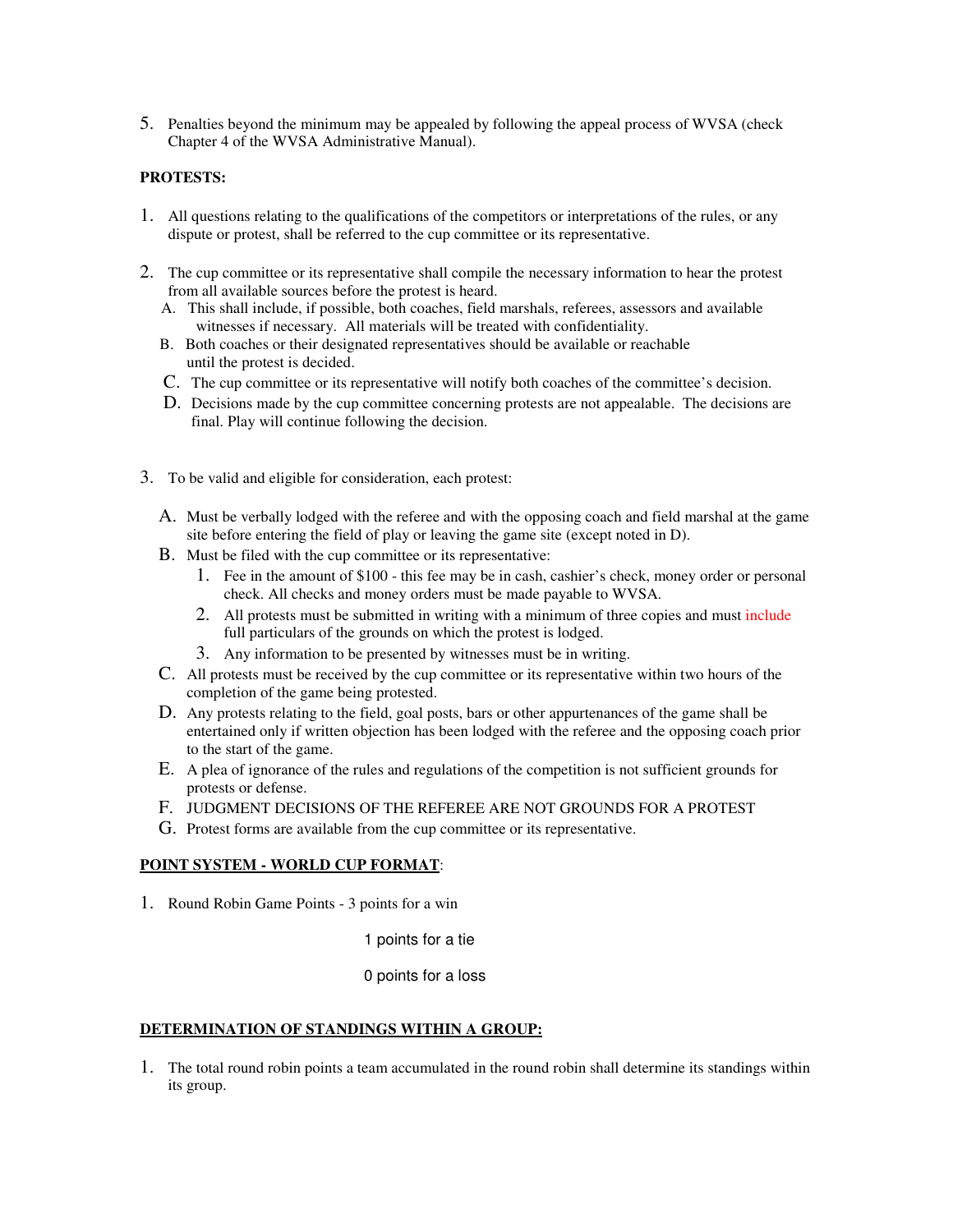5. Penalties beyond the minimum may be appealed by following the appeal process of WVSA (check Chapter 4 of the WVSA Administrative Manual).

**PROTESTS:**

1. All questions relating to the qualifications of the competitors or interpretations of the rules, or any dispute or protest, shall be referred to the cup committee or its representative.

2. The cup committee or its representative shall compile the necessary information to hear the protest from all available sources before the protest is heard.
   A. This shall include, if possible, both coaches, field marshals, referees, assessors and available witnesses if necessary. All materials will be treated with confidentiality.
   B. Both coaches or their designated representatives should be available or reachable until the protest is decided.
   C. The cup committee or its representative will notify both coaches of the committee's decision.
   D. Decisions made by the cup committee concerning protests are not appealable. The decisions are final. Play will continue following the decision.

3. To be valid and eligible for consideration, each protest:

   A. Must be verbally lodged with the referee and with the opposing coach and field marshal at the game site before entering the field of play or leaving the game site (except noted in D).
   B. Must be filed with the cup committee or its representative:
      1. Fee in the amount of $100 - this fee may be in cash, cashier's check, money order or personal check. All checks and money orders must be made payable to WVSA.
      2. All protests must be submitted in writing with a minimum of three copies and must include full particulars of the grounds on which the protest is lodged.
      3. Any information to be presented by witnesses must be in writing.
   C. All protests must be received by the cup committee or its representative within two hours of the completion of the game being protested.
   D. Any protests relating to the field, goal posts, bars or other appurtenances of the game shall be entertained only if written objection has been lodged with the referee and the opposing coach prior to the start of the game.
   E. A plea of ignorance of the rules and regulations of the competition is not sufficient grounds for protests or defense.
   F. JUDGMENT DECISIONS OF THE REFEREE ARE NOT GROUNDS FOR A PROTEST
   G. Protest forms are available from the cup committee or its representative.

**POINT SYSTEM - WORLD CUP FORMAT**:

1. Round Robin Game Points - 3 points for a win

   1 points for a tie

   0 points for a loss

**DETERMINATION OF STANDINGS WITHIN A GROUP:**

1. The total round robin points a team accumulated in the round robin shall determine its standings within its group.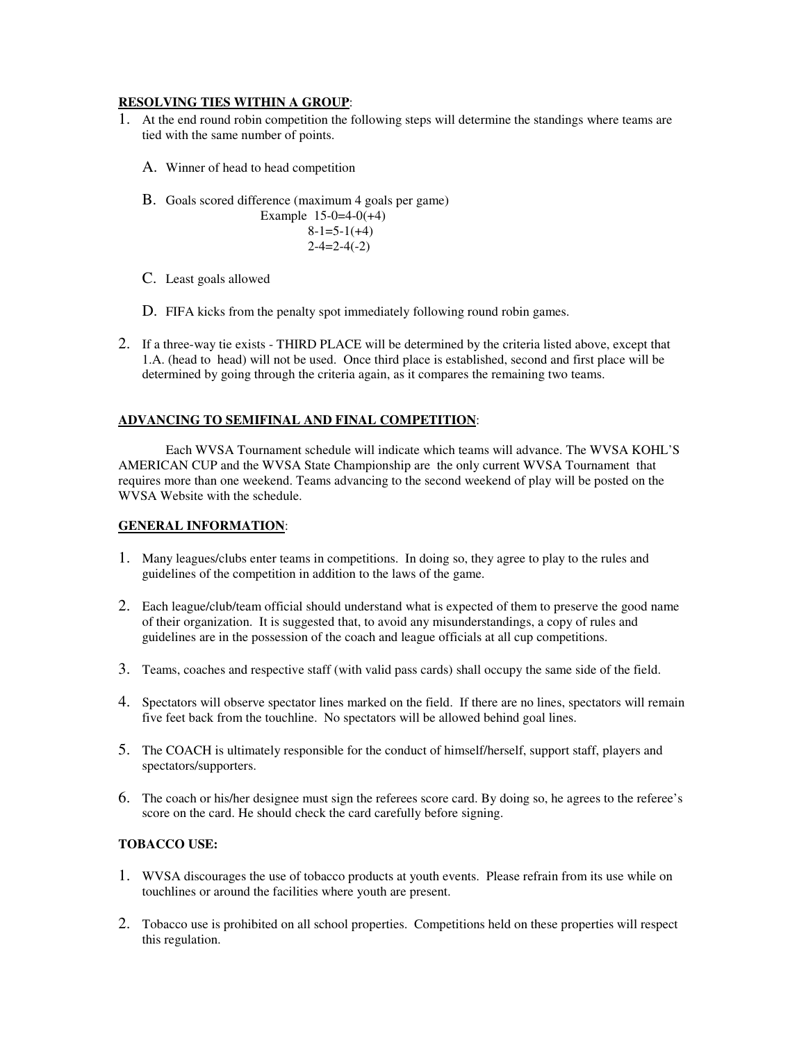**RESOLVING TIES WITHIN A GROUP**:

1. At the end round robin competition the following steps will determine the standings where teams are tied with the same number of points.

   A. Winner of head to head competition

   B. Goals scored difference (maximum 4 goals per game)

      Example 15-0=4-0(+4)
      8-1=5-1(+4)
      2-4=2-4(-2)

   C. Least goals allowed

   D. FIFA kicks from the penalty spot immediately following round robin games.

2. If a three-way tie exists - THIRD PLACE will be determined by the criteria listed above, except that 1.A. (head to head) will not be used. Once third place is established, second and first place will be determined by going through the criteria again, as it compares the remaining two teams.

**ADVANCING TO SEMIFINAL AND FINAL COMPETITION**:

Each WVSA Tournament schedule will indicate which teams will advance. The WVSA KOHL'S AMERICAN CUP and the WVSA State Championship are the only current WVSA Tournament that requires more than one weekend. Teams advancing to the second weekend of play will be posted on the WVSA Website with the schedule.

**GENERAL INFORMATION**:

1. Many leagues/clubs enter teams in competitions. In doing so, they agree to play to the rules and guidelines of the competition in addition to the laws of the game.

2. Each league/club/team official should understand what is expected of them to preserve the good name of their organization. It is suggested that, to avoid any misunderstandings, a copy of rules and guidelines are in the possession of the coach and league officials at all cup competitions.

3. Teams, coaches and respective staff (with valid pass cards) shall occupy the same side of the field.

4. Spectators will observe spectator lines marked on the field. If there are no lines, spectators will remain five feet back from the touchline. No spectators will be allowed behind goal lines.

5. The COACH is ultimately responsible for the conduct of himself/herself, support staff, players and spectators/supporters.

6. The coach or his/her designee must sign the referees score card. By doing so, he agrees to the referee's score on the card. He should check the card carefully before signing.

**TOBACCO USE:**

1. WVSA discourages the use of tobacco products at youth events. Please refrain from its use while on touchlines or around the facilities where youth are present.

2. Tobacco use is prohibited on all school properties. Competitions held on these properties will respect this regulation.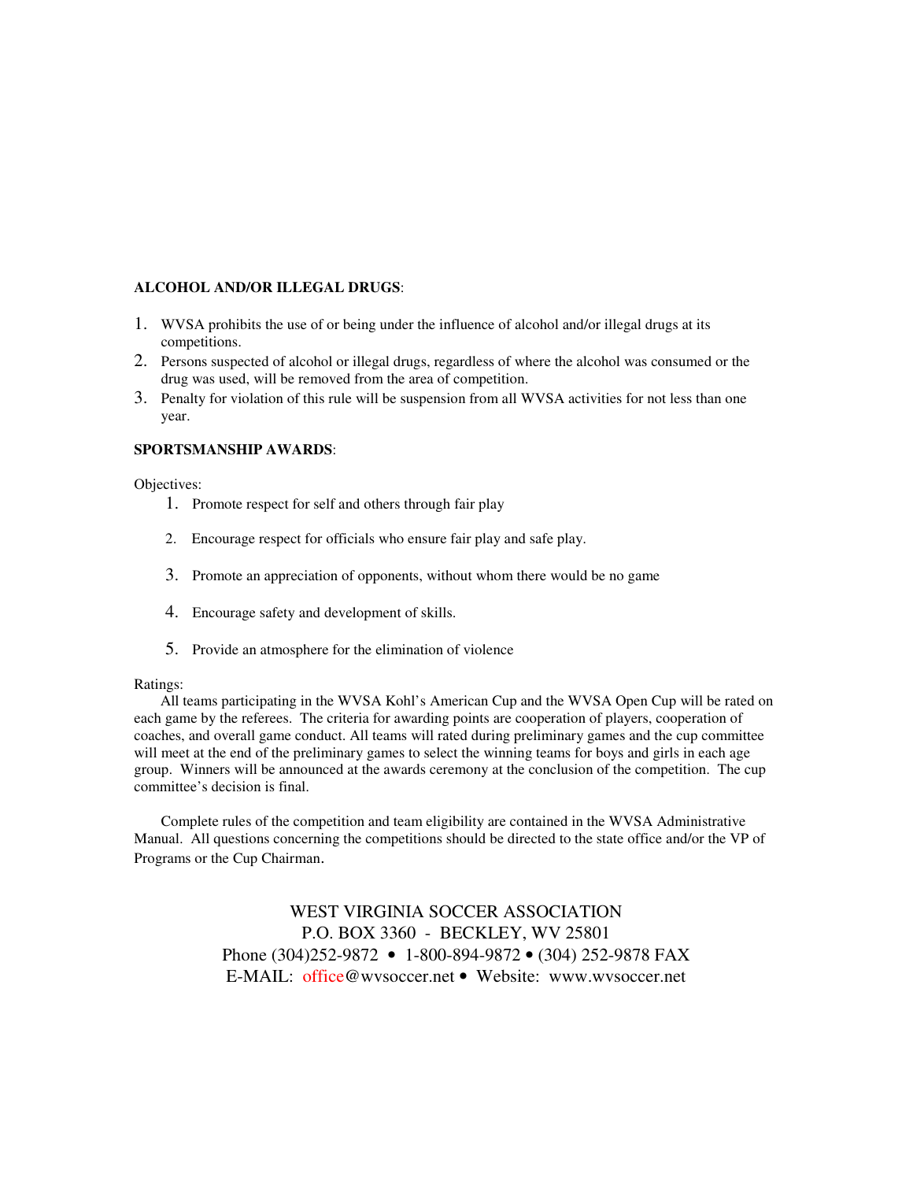**ALCOHOL AND/OR ILLEGAL DRUGS**:

1. WVSA prohibits the use of or being under the influence of alcohol and/or illegal drugs at its competitions.
2. Persons suspected of alcohol or illegal drugs, regardless of where the alcohol was consumed or the drug was used, will be removed from the area of competition.
3. Penalty for violation of this rule will be suspension from all WVSA activities for not less than one year.

**SPORTSMANSHIP AWARDS**:

Objectives:

1. Promote respect for self and others through fair play
2. Encourage respect for officials who ensure fair play and safe play.
3. Promote an appreciation of opponents, without whom there would be no game
4. Encourage safety and development of skills.
5. Provide an atmosphere for the elimination of violence

Ratings:

All teams participating in the WVSA Kohl's American Cup and the WVSA Open Cup will be rated on each game by the referees. The criteria for awarding points are cooperation of players, cooperation of coaches, and overall game conduct. All teams will rated during preliminary games and the cup committee will meet at the end of the preliminary games to select the winning teams for boys and girls in each age group. Winners will be announced at the awards ceremony at the conclusion of the competition. The cup committee's decision is final.

Complete rules of the competition and team eligibility are contained in the WVSA Administrative Manual. All questions concerning the competitions should be directed to the state office and/or the VP of Programs or the Cup Chairman.

WEST VIRGINIA SOCCER ASSOCIATION
P.O. BOX 3360 - BECKLEY, WV 25801
Phone (304)252-9872 • 1-800-894-9872 • (304) 252-9878 FAX
E-MAIL: office@wvsoccer.net • Website: www.wvsoccer.net